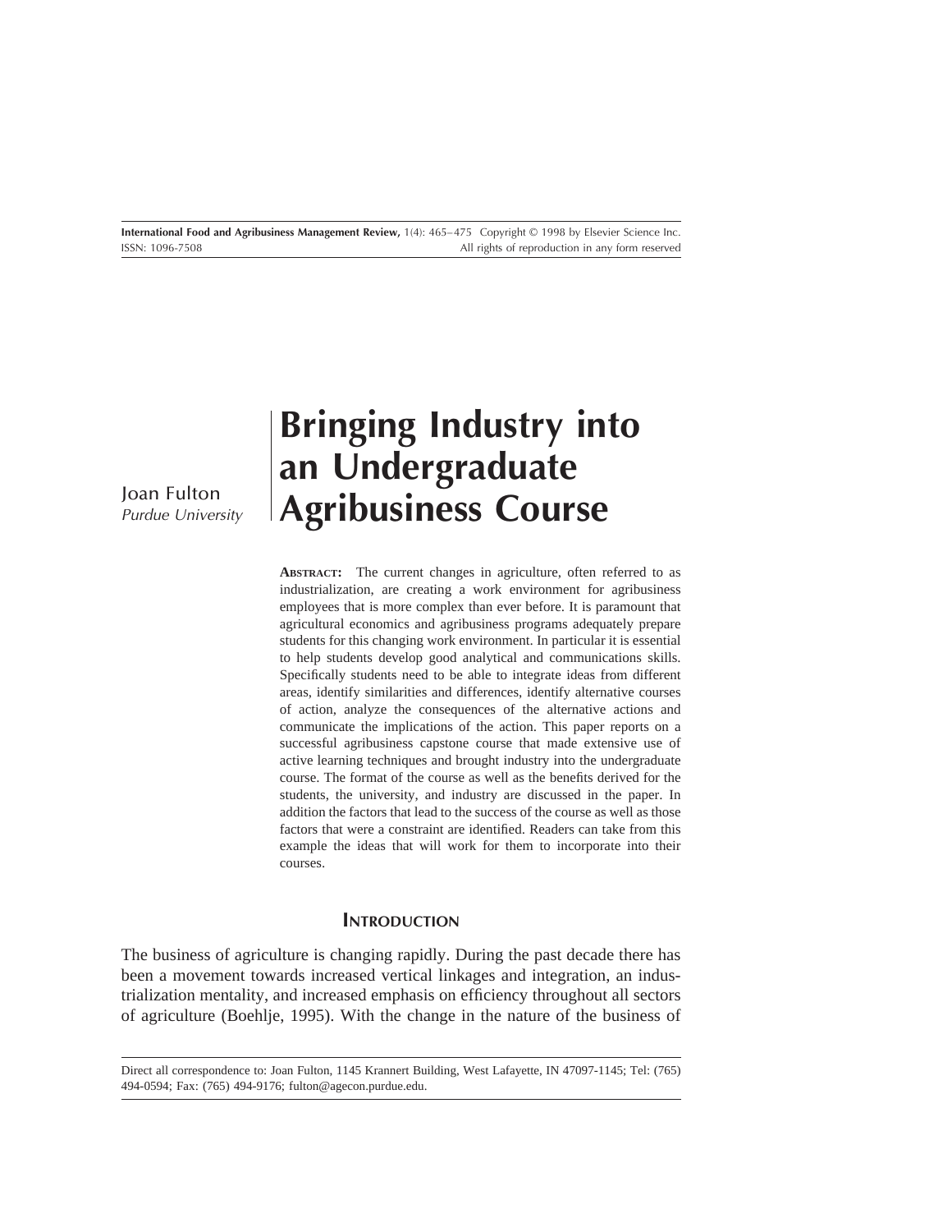# Bringing Industry into an Undergraduate Agribusiness Course

Joan Fulton
*Purdue University*

**ABSTRACT:** The current changes in agriculture, often referred to as industrialization, are creating a work environment for agribusiness employees that is more complex than ever before. It is paramount that agricultural economics and agribusiness programs adequately prepare students for this changing work environment. In particular it is essential to help students develop good analytical and communications skills. Specifically students need to be able to integrate ideas from different areas, identify similarities and differences, identify alternative courses of action, analyze the consequences of the alternative actions and communicate the implications of the action. This paper reports on a successful agribusiness capstone course that made extensive use of active learning techniques and brought industry into the undergraduate course. The format of the course as well as the benefits derived for the students, the university, and industry are discussed in the paper. In addition the factors that lead to the success of the course as well as those factors that were a constraint are identified. Readers can take from this example the ideas that will work for them to incorporate into their courses.

## INTRODUCTION

The business of agriculture is changing rapidly. During the past decade there has been a movement towards increased vertical linkages and integration, an industrialization mentality, and increased emphasis on efficiency throughout all sectors of agriculture (Boehlje, 1995). With the change in the nature of the business of

Direct all correspondence to: Joan Fulton, 1145 Krannert Building, West Lafayette, IN 47097-1145; Tel: (765) 494-0594; Fax: (765) 494-9176; fulton@agecon.purdue.edu.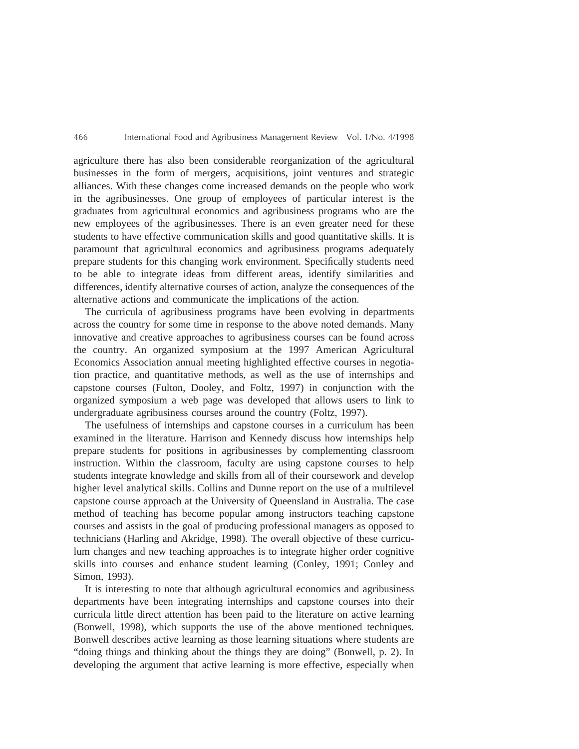agriculture there has also been considerable reorganization of the agricultural businesses in the form of mergers, acquisitions, joint ventures and strategic alliances. With these changes come increased demands on the people who work in the agribusinesses. One group of employees of particular interest is the graduates from agricultural economics and agribusiness programs who are the new employees of the agribusinesses. There is an even greater need for these students to have effective communication skills and good quantitative skills. It is paramount that agricultural economics and agribusiness programs adequately prepare students for this changing work environment. Specifically students need to be able to integrate ideas from different areas, identify similarities and differences, identify alternative courses of action, analyze the consequences of the alternative actions and communicate the implications of the action.

The curricula of agribusiness programs have been evolving in departments across the country for some time in response to the above noted demands. Many innovative and creative approaches to agribusiness courses can be found across the country. An organized symposium at the 1997 American Agricultural Economics Association annual meeting highlighted effective courses in negotiation practice, and quantitative methods, as well as the use of internships and capstone courses (Fulton, Dooley, and Foltz, 1997) in conjunction with the organized symposium a web page was developed that allows users to link to undergraduate agribusiness courses around the country (Foltz, 1997).

The usefulness of internships and capstone courses in a curriculum has been examined in the literature. Harrison and Kennedy discuss how internships help prepare students for positions in agribusinesses by complementing classroom instruction. Within the classroom, faculty are using capstone courses to help students integrate knowledge and skills from all of their coursework and develop higher level analytical skills. Collins and Dunne report on the use of a multilevel capstone course approach at the University of Queensland in Australia. The case method of teaching has become popular among instructors teaching capstone courses and assists in the goal of producing professional managers as opposed to technicians (Harling and Akridge, 1998). The overall objective of these curriculum changes and new teaching approaches is to integrate higher order cognitive skills into courses and enhance student learning (Conley, 1991; Conley and Simon, 1993).

It is interesting to note that although agricultural economics and agribusiness departments have been integrating internships and capstone courses into their curricula little direct attention has been paid to the literature on active learning (Bonwell, 1998), which supports the use of the above mentioned techniques. Bonwell describes active learning as those learning situations where students are "doing things and thinking about the things they are doing" (Bonwell, p. 2). In developing the argument that active learning is more effective, especially when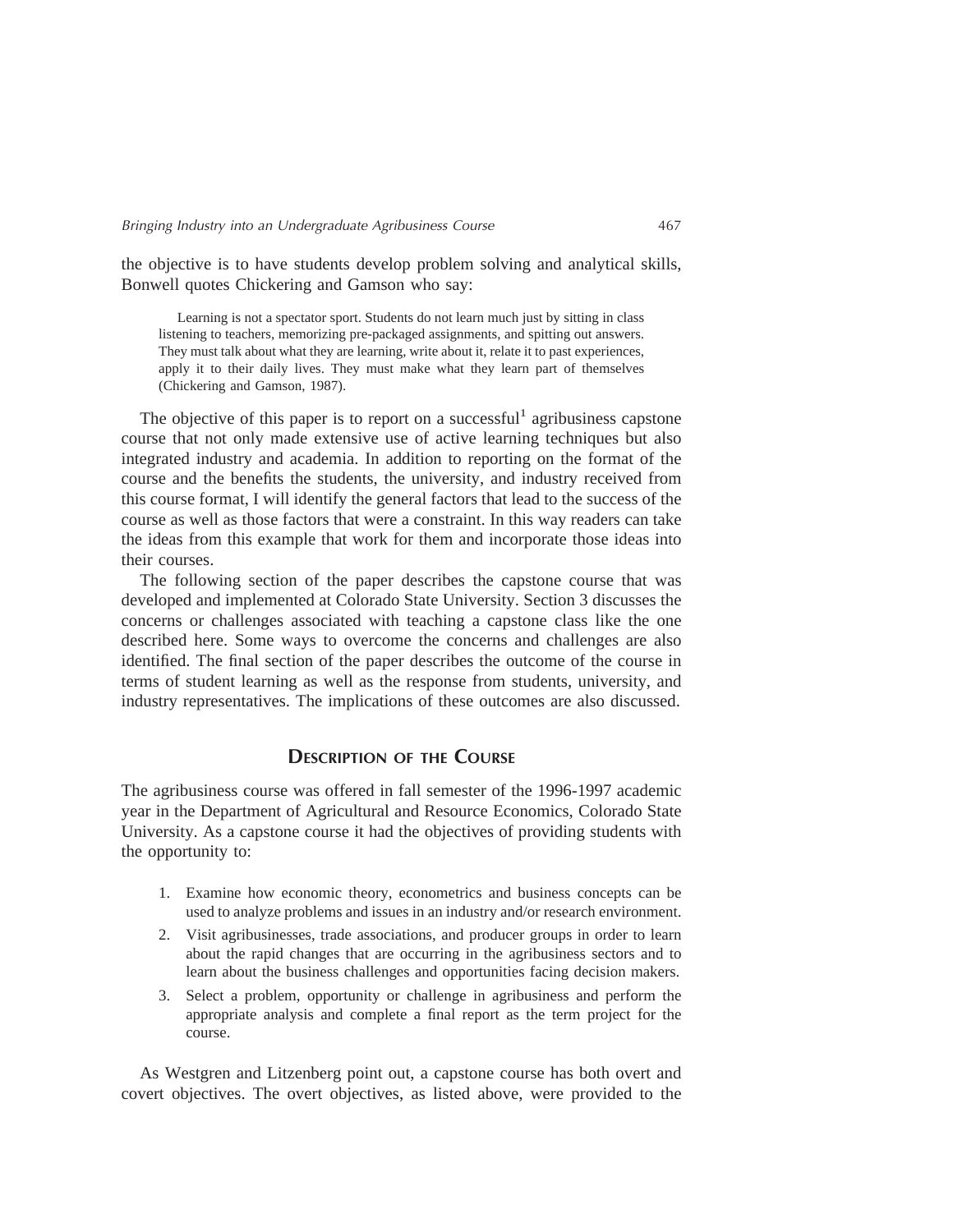the objective is to have students develop problem solving and analytical skills, Bonwell quotes Chickering and Gamson who say:

> Learning is not a spectator sport. Students do not learn much just by sitting in class listening to teachers, memorizing pre-packaged assignments, and spitting out answers. They must talk about what they are learning, write about it, relate it to past experiences, apply it to their daily lives. They must make what they learn part of themselves (Chickering and Gamson, 1987).

The objective of this paper is to report on a successful[1] agribusiness capstone course that not only made extensive use of active learning techniques but also integrated industry and academia. In addition to reporting on the format of the course and the benefits the students, the university, and industry received from this course format, I will identify the general factors that lead to the success of the course as well as those factors that were a constraint. In this way readers can take the ideas from this example that work for them and incorporate those ideas into their courses.

The following section of the paper describes the capstone course that was developed and implemented at Colorado State University. Section 3 discusses the concerns or challenges associated with teaching a capstone class like the one described here. Some ways to overcome the concerns and challenges are also identified. The final section of the paper describes the outcome of the course in terms of student learning as well as the response from students, university, and industry representatives. The implications of these outcomes are also discussed.

## Description of the Course

The agribusiness course was offered in fall semester of the 1996-1997 academic year in the Department of Agricultural and Resource Economics, Colorado State University. As a capstone course it had the objectives of providing students with the opportunity to:

1. Examine how economic theory, econometrics and business concepts can be used to analyze problems and issues in an industry and/or research environment.
2. Visit agribusinesses, trade associations, and producer groups in order to learn about the rapid changes that are occurring in the agribusiness sectors and to learn about the business challenges and opportunities facing decision makers.
3. Select a problem, opportunity or challenge in agribusiness and perform the appropriate analysis and complete a final report as the term project for the course.

As Westgren and Litzenberg point out, a capstone course has both overt and covert objectives. The overt objectives, as listed above, were provided to the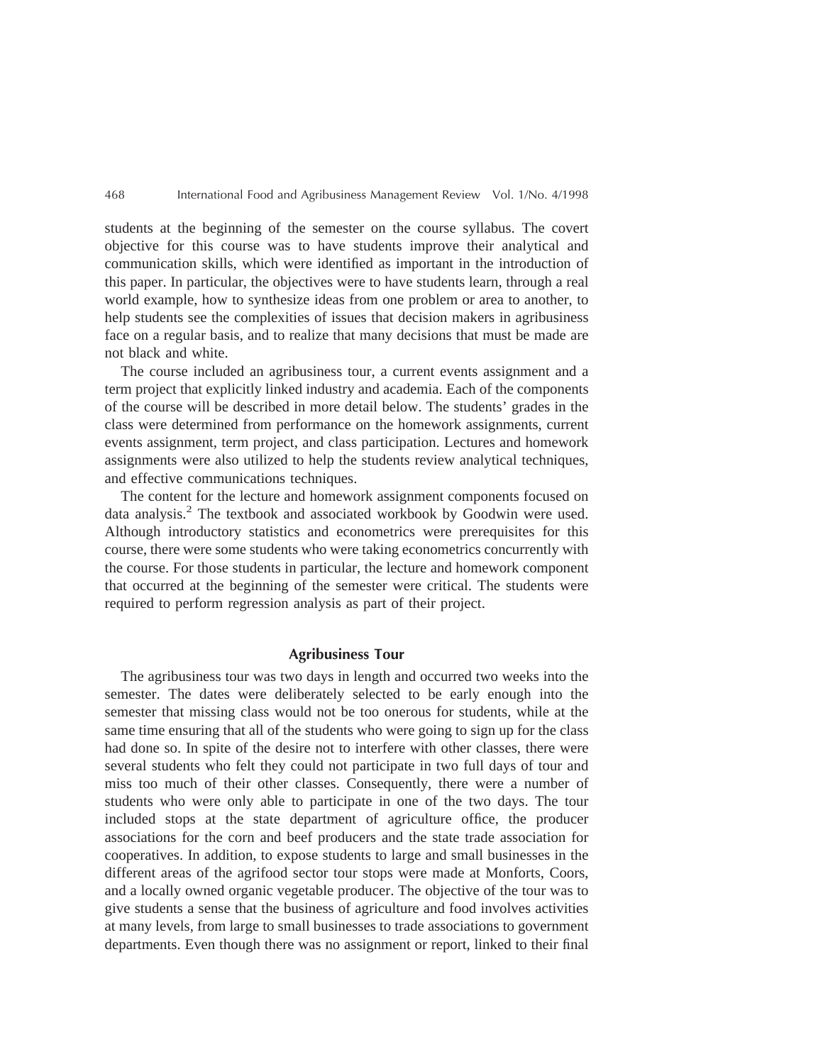students at the beginning of the semester on the course syllabus. The covert objective for this course was to have students improve their analytical and communication skills, which were identified as important in the introduction of this paper. In particular, the objectives were to have students learn, through a real world example, how to synthesize ideas from one problem or area to another, to help students see the complexities of issues that decision makers in agribusiness face on a regular basis, and to realize that many decisions that must be made are not black and white.

The course included an agribusiness tour, a current events assignment and a term project that explicitly linked industry and academia. Each of the components of the course will be described in more detail below. The students' grades in the class were determined from performance on the homework assignments, current events assignment, term project, and class participation. Lectures and homework assignments were also utilized to help the students review analytical techniques, and effective communications techniques.

The content for the lecture and homework assignment components focused on data analysis.[2] The textbook and associated workbook by Goodwin were used. Although introductory statistics and econometrics were prerequisites for this course, there were some students who were taking econometrics concurrently with the course. For those students in particular, the lecture and homework component that occurred at the beginning of the semester were critical. The students were required to perform regression analysis as part of their project.

## Agribusiness Tour

The agribusiness tour was two days in length and occurred two weeks into the semester. The dates were deliberately selected to be early enough into the semester that missing class would not be too onerous for students, while at the same time ensuring that all of the students who were going to sign up for the class had done so. In spite of the desire not to interfere with other classes, there were several students who felt they could not participate in two full days of tour and miss too much of their other classes. Consequently, there were a number of students who were only able to participate in one of the two days. The tour included stops at the state department of agriculture office, the producer associations for the corn and beef producers and the state trade association for cooperatives. In addition, to expose students to large and small businesses in the different areas of the agrifood sector tour stops were made at Monforts, Coors, and a locally owned organic vegetable producer. The objective of the tour was to give students a sense that the business of agriculture and food involves activities at many levels, from large to small businesses to trade associations to government departments. Even though there was no assignment or report, linked to their final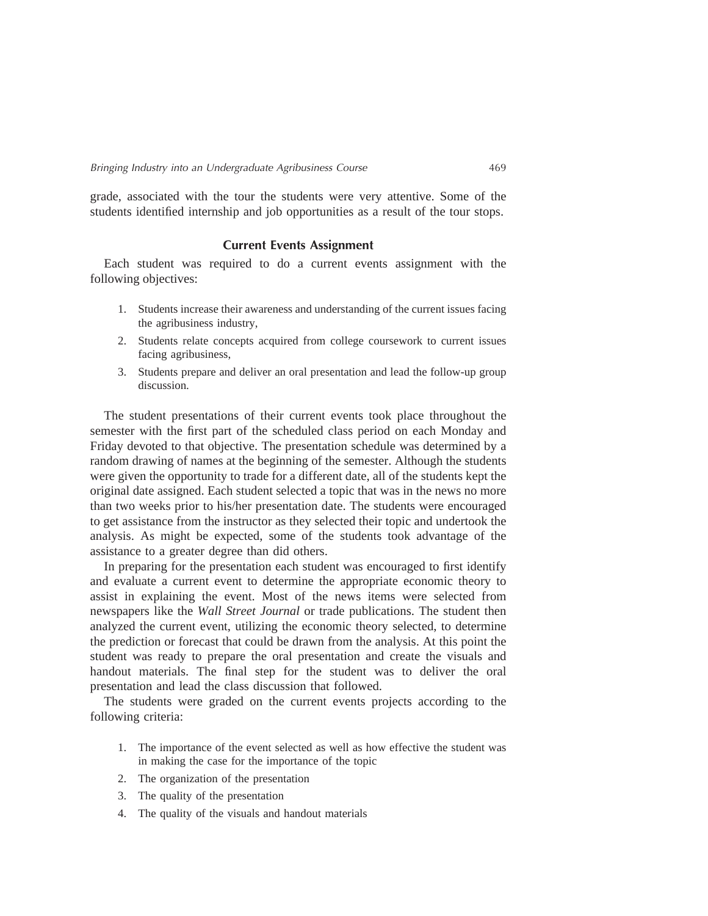grade, associated with the tour the students were very attentive. Some of the students identified internship and job opportunities as a result of the tour stops.

### Current Events Assignment

Each student was required to do a current events assignment with the following objectives:

1. Students increase their awareness and understanding of the current issues facing the agribusiness industry,
2. Students relate concepts acquired from college coursework to current issues facing agribusiness,
3. Students prepare and deliver an oral presentation and lead the follow-up group discussion.

The student presentations of their current events took place throughout the semester with the first part of the scheduled class period on each Monday and Friday devoted to that objective. The presentation schedule was determined by a random drawing of names at the beginning of the semester. Although the students were given the opportunity to trade for a different date, all of the students kept the original date assigned. Each student selected a topic that was in the news no more than two weeks prior to his/her presentation date. The students were encouraged to get assistance from the instructor as they selected their topic and undertook the analysis. As might be expected, some of the students took advantage of the assistance to a greater degree than did others.

In preparing for the presentation each student was encouraged to first identify and evaluate a current event to determine the appropriate economic theory to assist in explaining the event. Most of the news items were selected from newspapers like the *Wall Street Journal* or trade publications. The student then analyzed the current event, utilizing the economic theory selected, to determine the prediction or forecast that could be drawn from the analysis. At this point the student was ready to prepare the oral presentation and create the visuals and handout materials. The final step for the student was to deliver the oral presentation and lead the class discussion that followed.

The students were graded on the current events projects according to the following criteria:

1. The importance of the event selected as well as how effective the student was in making the case for the importance of the topic
2. The organization of the presentation
3. The quality of the presentation
4. The quality of the visuals and handout materials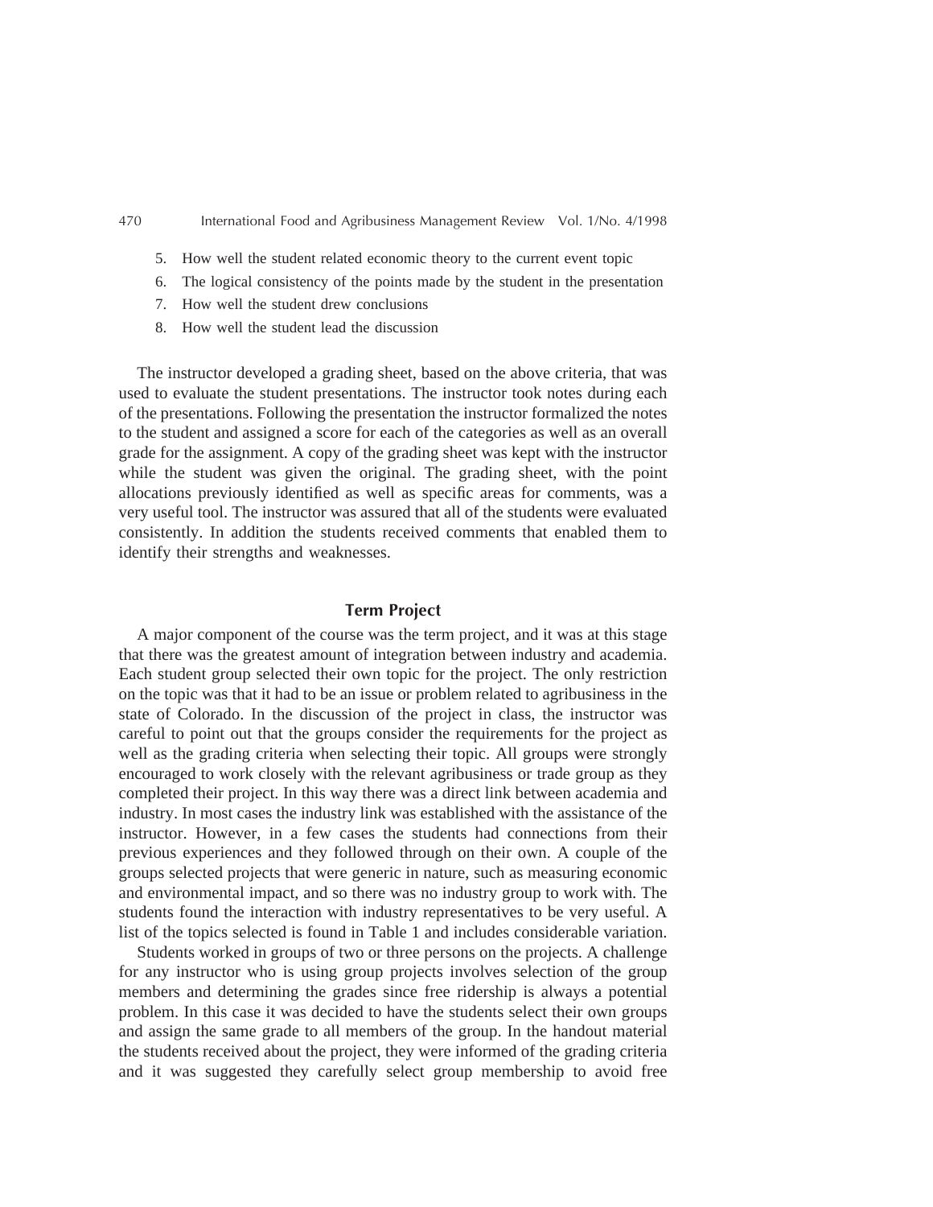5. How well the student related economic theory to the current event topic
6. The logical consistency of the points made by the student in the presentation
7. How well the student drew conclusions
8. How well the student lead the discussion

The instructor developed a grading sheet, based on the above criteria, that was used to evaluate the student presentations. The instructor took notes during each of the presentations. Following the presentation the instructor formalized the notes to the student and assigned a score for each of the categories as well as an overall grade for the assignment. A copy of the grading sheet was kept with the instructor while the student was given the original. The grading sheet, with the point allocations previously identified as well as specific areas for comments, was a very useful tool. The instructor was assured that all of the students were evaluated consistently. In addition the students received comments that enabled them to identify their strengths and weaknesses.

## Term Project

A major component of the course was the term project, and it was at this stage that there was the greatest amount of integration between industry and academia. Each student group selected their own topic for the project. The only restriction on the topic was that it had to be an issue or problem related to agribusiness in the state of Colorado. In the discussion of the project in class, the instructor was careful to point out that the groups consider the requirements for the project as well as the grading criteria when selecting their topic. All groups were strongly encouraged to work closely with the relevant agribusiness or trade group as they completed their project. In this way there was a direct link between academia and industry. In most cases the industry link was established with the assistance of the instructor. However, in a few cases the students had connections from their previous experiences and they followed through on their own. A couple of the groups selected projects that were generic in nature, such as measuring economic and environmental impact, and so there was no industry group to work with. The students found the interaction with industry representatives to be very useful. A list of the topics selected is found in Table 1 and includes considerable variation.

Students worked in groups of two or three persons on the projects. A challenge for any instructor who is using group projects involves selection of the group members and determining the grades since free ridership is always a potential problem. In this case it was decided to have the students select their own groups and assign the same grade to all members of the group. In the handout material the students received about the project, they were informed of the grading criteria and it was suggested they carefully select group membership to avoid free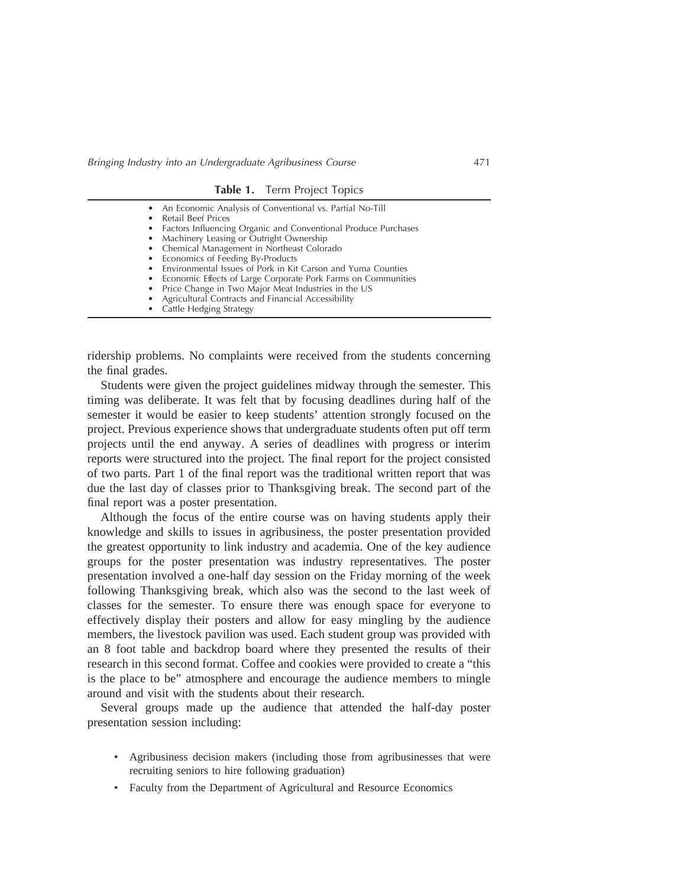**Table 1.** Term Project Topics

- An Economic Analysis of Conventional vs. Partial No-Till
- Retail Beef Prices
- Factors Influencing Organic and Conventional Produce Purchases
- Machinery Leasing or Outright Ownership
- Chemical Management in Northeast Colorado
- Economics of Feeding By-Products
- Environmental Issues of Pork in Kit Carson and Yuma Counties
- Economic Effects of Large Corporate Pork Farms on Communities
- Price Change in Two Major Meat Industries in the US
- Agricultural Contracts and Financial Accessibility
- Cattle Hedging Strategy

ridership problems. No complaints were received from the students concerning the final grades.

Students were given the project guidelines midway through the semester. This timing was deliberate. It was felt that by focusing deadlines during half of the semester it would be easier to keep students' attention strongly focused on the project. Previous experience shows that undergraduate students often put off term projects until the end anyway. A series of deadlines with progress or interim reports were structured into the project. The final report for the project consisted of two parts. Part 1 of the final report was the traditional written report that was due the last day of classes prior to Thanksgiving break. The second part of the final report was a poster presentation.

Although the focus of the entire course was on having students apply their knowledge and skills to issues in agribusiness, the poster presentation provided the greatest opportunity to link industry and academia. One of the key audience groups for the poster presentation was industry representatives. The poster presentation involved a one-half day session on the Friday morning of the week following Thanksgiving break, which also was the second to the last week of classes for the semester. To ensure there was enough space for everyone to effectively display their posters and allow for easy mingling by the audience members, the livestock pavilion was used. Each student group was provided with an 8 foot table and backdrop board where they presented the results of their research in this second format. Coffee and cookies were provided to create a "this is the place to be" atmosphere and encourage the audience members to mingle around and visit with the students about their research.

Several groups made up the audience that attended the half-day poster presentation session including:

- Agribusiness decision makers (including those from agribusinesses that were recruiting seniors to hire following graduation)
- Faculty from the Department of Agricultural and Resource Economics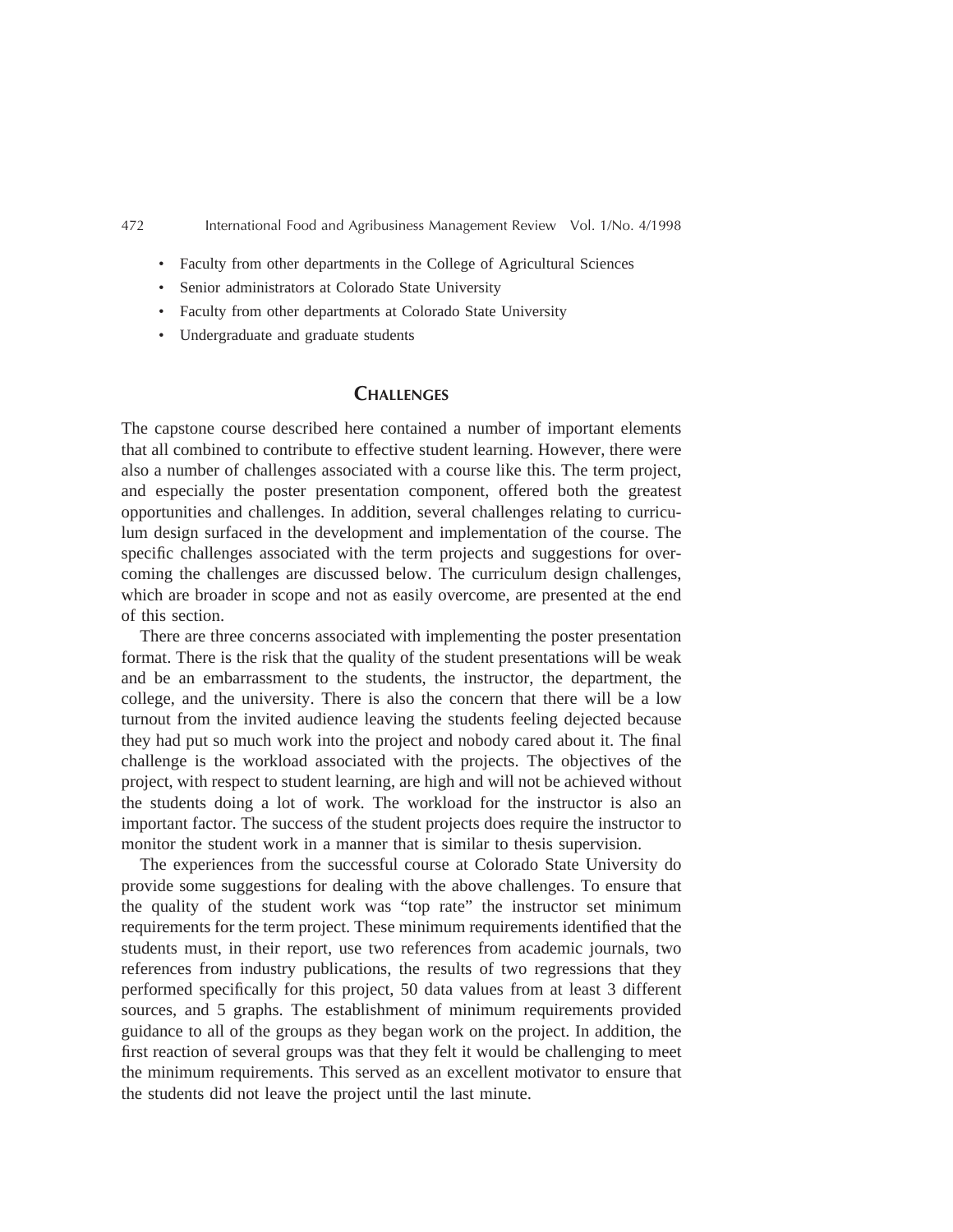- Faculty from other departments in the College of Agricultural Sciences
- Senior administrators at Colorado State University
- Faculty from other departments at Colorado State University
- Undergraduate and graduate students

## CHALLENGES

The capstone course described here contained a number of important elements that all combined to contribute to effective student learning. However, there were also a number of challenges associated with a course like this. The term project, and especially the poster presentation component, offered both the greatest opportunities and challenges. In addition, several challenges relating to curriculum design surfaced in the development and implementation of the course. The specific challenges associated with the term projects and suggestions for overcoming the challenges are discussed below. The curriculum design challenges, which are broader in scope and not as easily overcome, are presented at the end of this section.

There are three concerns associated with implementing the poster presentation format. There is the risk that the quality of the student presentations will be weak and be an embarrassment to the students, the instructor, the department, the college, and the university. There is also the concern that there will be a low turnout from the invited audience leaving the students feeling dejected because they had put so much work into the project and nobody cared about it. The final challenge is the workload associated with the projects. The objectives of the project, with respect to student learning, are high and will not be achieved without the students doing a lot of work. The workload for the instructor is also an important factor. The success of the student projects does require the instructor to monitor the student work in a manner that is similar to thesis supervision.

The experiences from the successful course at Colorado State University do provide some suggestions for dealing with the above challenges. To ensure that the quality of the student work was "top rate" the instructor set minimum requirements for the term project. These minimum requirements identified that the students must, in their report, use two references from academic journals, two references from industry publications, the results of two regressions that they performed specifically for this project, 50 data values from at least 3 different sources, and 5 graphs. The establishment of minimum requirements provided guidance to all of the groups as they began work on the project. In addition, the first reaction of several groups was that they felt it would be challenging to meet the minimum requirements. This served as an excellent motivator to ensure that the students did not leave the project until the last minute.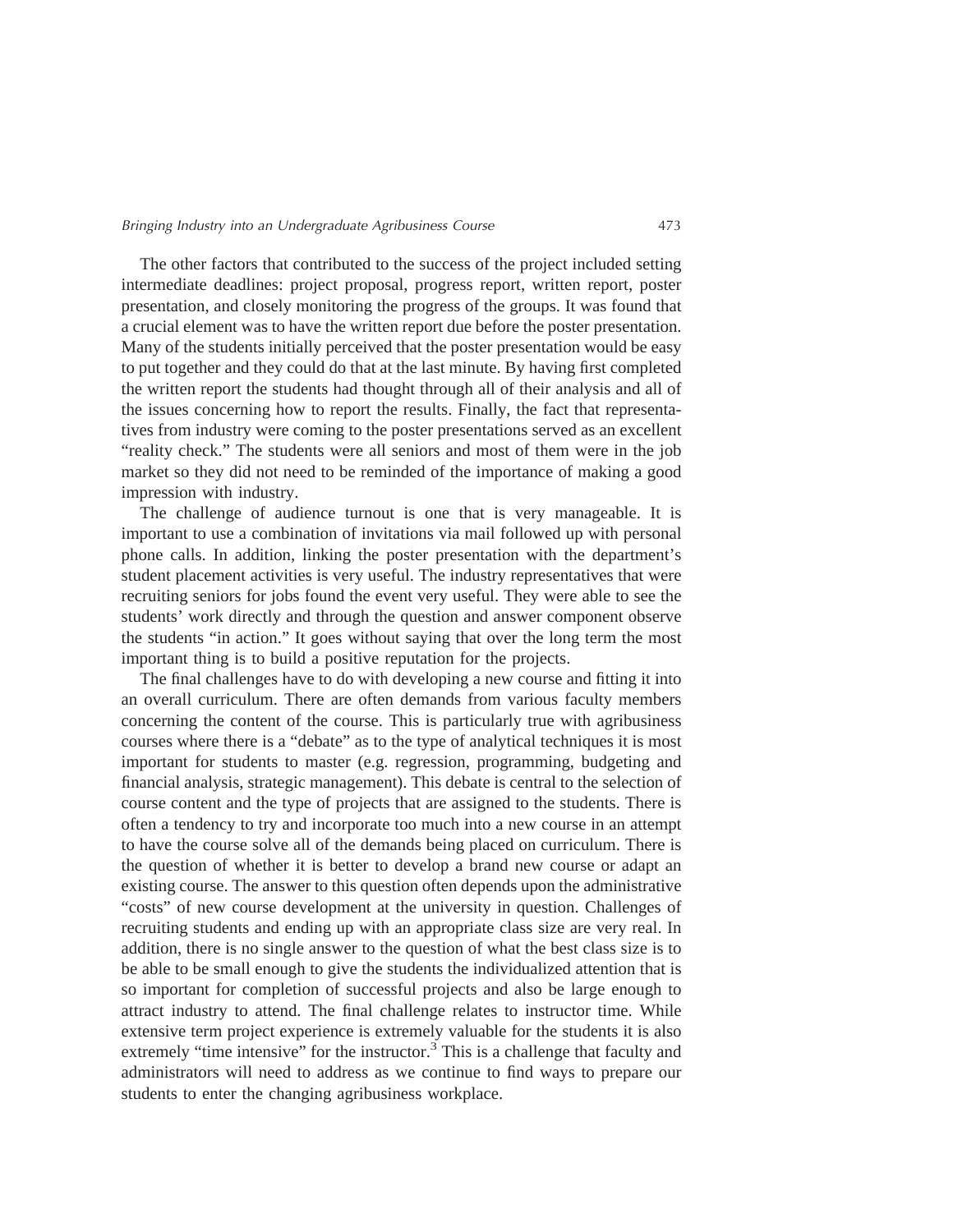The other factors that contributed to the success of the project included setting intermediate deadlines: project proposal, progress report, written report, poster presentation, and closely monitoring the progress of the groups. It was found that a crucial element was to have the written report due before the poster presentation. Many of the students initially perceived that the poster presentation would be easy to put together and they could do that at the last minute. By having first completed the written report the students had thought through all of their analysis and all of the issues concerning how to report the results. Finally, the fact that representatives from industry were coming to the poster presentations served as an excellent "reality check." The students were all seniors and most of them were in the job market so they did not need to be reminded of the importance of making a good impression with industry.

The challenge of audience turnout is one that is very manageable. It is important to use a combination of invitations via mail followed up with personal phone calls. In addition, linking the poster presentation with the department's student placement activities is very useful. The industry representatives that were recruiting seniors for jobs found the event very useful. They were able to see the students' work directly and through the question and answer component observe the students "in action." It goes without saying that over the long term the most important thing is to build a positive reputation for the projects.

The final challenges have to do with developing a new course and fitting it into an overall curriculum. There are often demands from various faculty members concerning the content of the course. This is particularly true with agribusiness courses where there is a "debate" as to the type of analytical techniques it is most important for students to master (e.g. regression, programming, budgeting and financial analysis, strategic management). This debate is central to the selection of course content and the type of projects that are assigned to the students. There is often a tendency to try and incorporate too much into a new course in an attempt to have the course solve all of the demands being placed on curriculum. There is the question of whether it is better to develop a brand new course or adapt an existing course. The answer to this question often depends upon the administrative "costs" of new course development at the university in question. Challenges of recruiting students and ending up with an appropriate class size are very real. In addition, there is no single answer to the question of what the best class size is to be able to be small enough to give the students the individualized attention that is so important for completion of successful projects and also be large enough to attract industry to attend. The final challenge relates to instructor time. While extensive term project experience is extremely valuable for the students it is also extremely "time intensive" for the instructor.[3] This is a challenge that faculty and administrators will need to address as we continue to find ways to prepare our students to enter the changing agribusiness workplace.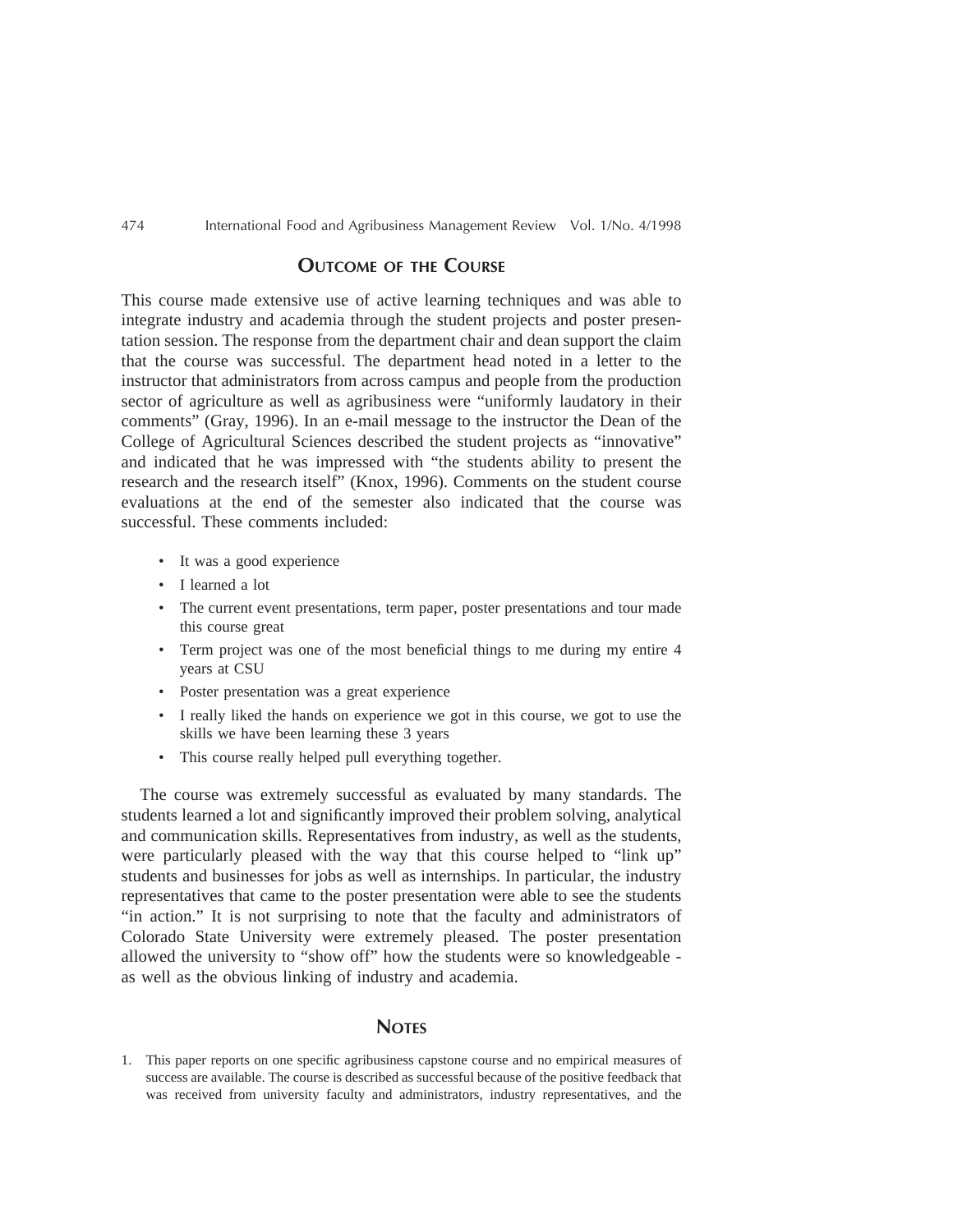## Outcome of the Course

This course made extensive use of active learning techniques and was able to integrate industry and academia through the student projects and poster presentation session. The response from the department chair and dean support the claim that the course was successful. The department head noted in a letter to the instructor that administrators from across campus and people from the production sector of agriculture as well as agribusiness were "uniformly laudatory in their comments" (Gray, 1996). In an e-mail message to the instructor the Dean of the College of Agricultural Sciences described the student projects as "innovative" and indicated that he was impressed with "the students ability to present the research and the research itself" (Knox, 1996). Comments on the student course evaluations at the end of the semester also indicated that the course was successful. These comments included:

- It was a good experience
- I learned a lot
- The current event presentations, term paper, poster presentations and tour made this course great
- Term project was one of the most beneficial things to me during my entire 4 years at CSU
- Poster presentation was a great experience
- I really liked the hands on experience we got in this course, we got to use the skills we have been learning these 3 years
- This course really helped pull everything together.

The course was extremely successful as evaluated by many standards. The students learned a lot and significantly improved their problem solving, analytical and communication skills. Representatives from industry, as well as the students, were particularly pleased with the way that this course helped to "link up" students and businesses for jobs as well as internships. In particular, the industry representatives that came to the poster presentation were able to see the students "in action." It is not surprising to note that the faculty and administrators of Colorado State University were extremely pleased. The poster presentation allowed the university to "show off" how the students were so knowledgeable - as well as the obvious linking of industry and academia.

## Notes

1. This paper reports on one specific agribusiness capstone course and no empirical measures of success are available. The course is described as successful because of the positive feedback that was received from university faculty and administrators, industry representatives, and the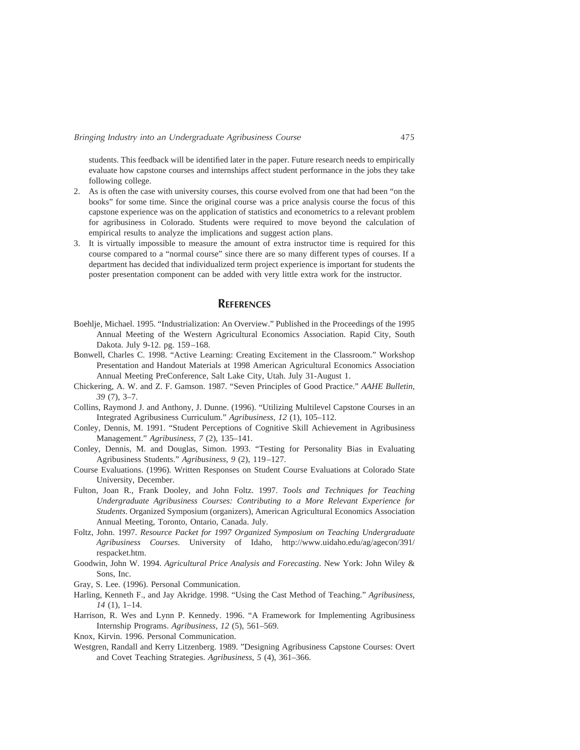students. This feedback will be identified later in the paper. Future research needs to empirically evaluate how capstone courses and internships affect student performance in the jobs they take following college.

2. As is often the case with university courses, this course evolved from one that had been "on the books" for some time. Since the original course was a price analysis course the focus of this capstone experience was on the application of statistics and econometrics to a relevant problem for agribusiness in Colorado. Students were required to move beyond the calculation of empirical results to analyze the implications and suggest action plans.
3. It is virtually impossible to measure the amount of extra instructor time is required for this course compared to a "normal course" since there are so many different types of courses. If a department has decided that individualized term project experience is important for students the poster presentation component can be added with very little extra work for the instructor.

## REFERENCES

Boehlje, Michael. 1995. "Industrialization: An Overview." Published in the Proceedings of the 1995 Annual Meeting of the Western Agricultural Economics Association. Rapid City, South Dakota. July 9-12. pg. 159–168.

Bonwell, Charles C. 1998. "Active Learning: Creating Excitement in the Classroom." Workshop Presentation and Handout Materials at 1998 American Agricultural Economics Association Annual Meeting PreConference, Salt Lake City, Utah. July 31-August 1.

Chickering, A. W. and Z. F. Gamson. 1987. "Seven Principles of Good Practice." *AAHE Bulletin, 39* (7), 3–7.

Collins, Raymond J. and Anthony, J. Dunne. (1996). "Utilizing Multilevel Capstone Courses in an Integrated Agribusiness Curriculum." *Agribusiness, 12* (1), 105–112.

Conley, Dennis, M. 1991. "Student Perceptions of Cognitive Skill Achievement in Agribusiness Management." *Agribusiness, 7* (2), 135–141.

Conley, Dennis, M. and Douglas, Simon. 1993. "Testing for Personality Bias in Evaluating Agribusiness Students." *Agribusiness, 9* (2), 119–127.

Course Evaluations. (1996). Written Responses on Student Course Evaluations at Colorado State University, December.

Fulton, Joan R., Frank Dooley, and John Foltz. 1997. *Tools and Techniques for Teaching Undergraduate Agribusiness Courses: Contributing to a More Relevant Experience for Students*. Organized Symposium (organizers), American Agricultural Economics Association Annual Meeting, Toronto, Ontario, Canada. July.

Foltz, John. 1997. *Resource Packet for 1997 Organized Symposium on Teaching Undergraduate Agribusiness Courses*. University of Idaho, http://www.uidaho.edu/ag/agecon/391/respacket.htm.

Goodwin, John W. 1994. *Agricultural Price Analysis and Forecasting*. New York: John Wiley & Sons, Inc.

Gray, S. Lee. (1996). Personal Communication.

Harling, Kenneth F., and Jay Akridge. 1998. "Using the Cast Method of Teaching." *Agribusiness, 14* (1), 1–14.

Harrison, R. Wes and Lynn P. Kennedy. 1996. "A Framework for Implementing Agribusiness Internship Programs. *Agribusiness, 12* (5), 561–569.

Knox, Kirvin. 1996. Personal Communication.

Westgren, Randall and Kerry Litzenberg. 1989. "Designing Agribusiness Capstone Courses: Overt and Covet Teaching Strategies. *Agribusiness, 5* (4), 361–366.